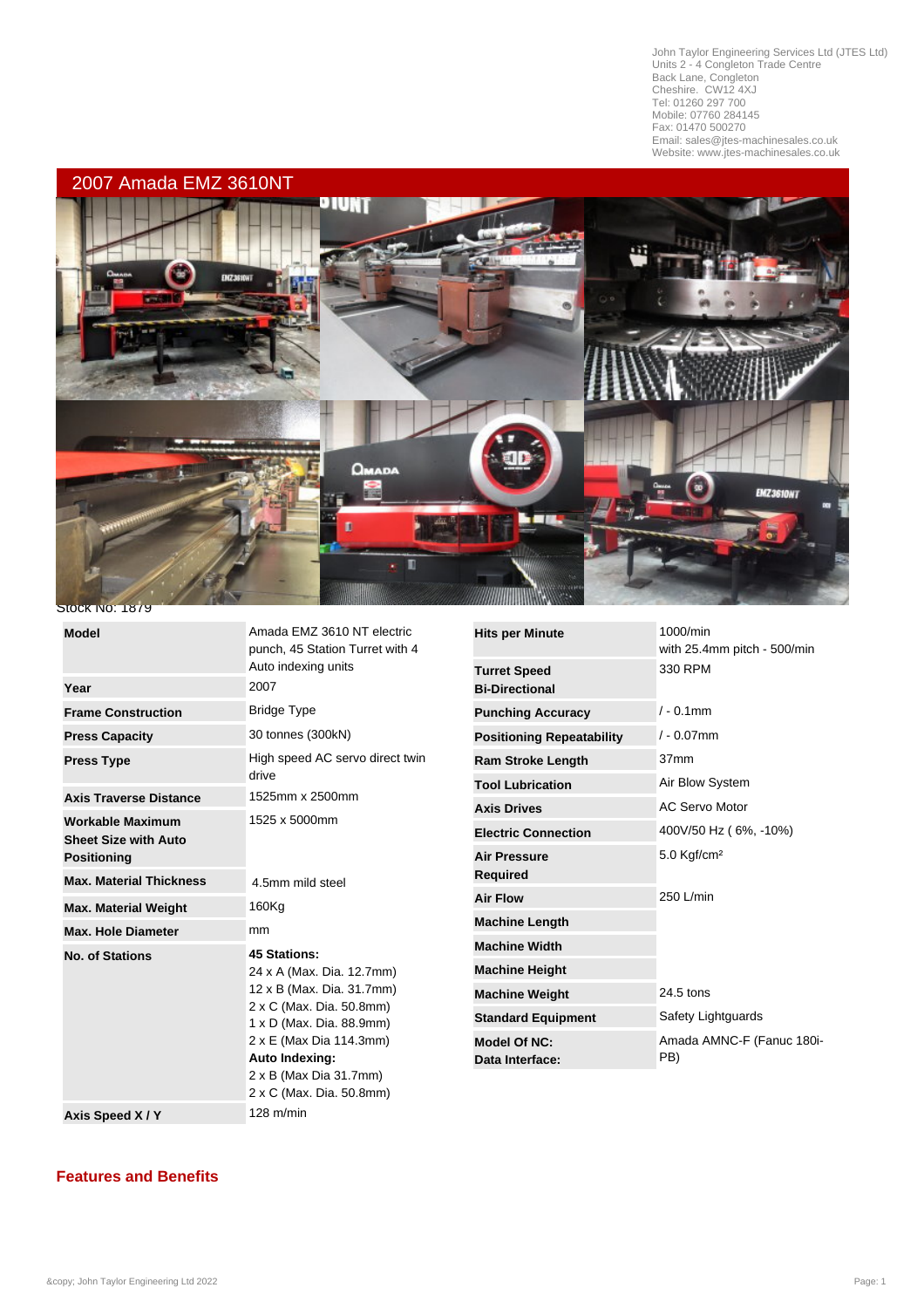John Taylor Engineering Services Ltd (JTES Ltd)
Units 2 - 4 Congleton Trade Centre
Back Lane, Congleton
Cheshire. CW12 4XJ
Tel: 01260 297 700
Mobile: 07760 284145
Fax: 01470 500270
Email: sales@jtes-machinesales.co.uk
Website: www.jtes-machinesales.co.uk

# 2007 Amada EMZ 3610NT

Stock No: 1879

| | |
|---|---|
| **Model** | Amada EMZ 3610 NT electric punch, 45 Station Turret with 4 Auto indexing units |
| **Year** | 2007 |
| **Frame Construction** | Bridge Type |
| **Press Capacity** | 30 tonnes (300kN) |
| **Press Type** | High speed AC servo direct twin drive |
| **Axis Traverse Distance** | 1525mm x 2500mm |
| **Workable Maximum Sheet Size with Auto Positioning** | 1525 x 5000mm |
| **Max. Material Thickness** | 4.5mm mild steel |
| **Max. Material Weight** | 160Kg |
| **Max. Hole Diameter** | mm |
| **No. of Stations** | **45 Stations:**<br>24 x A (Max. Dia. 12.7mm)<br>12 x B (Max. Dia. 31.7mm)<br>2 x C (Max. Dia. 50.8mm)<br>1 x D (Max. Dia. 88.9mm)<br>2 x E (Max Dia 114.3mm)<br>**Auto Indexing:**<br>2 x B (Max Dia 31.7mm)<br>2 x C (Max. Dia. 50.8mm) |
| **Axis Speed X / Y** | 128 m/min |

| | |
|---|---|
| **Hits per Minute** | 1000/min<br>with 25.4mm pitch - 500/min |
| **Turret Speed Bi-Directional** | 330 RPM |
| **Punching Accuracy** | / - 0.1mm |
| **Positioning Repeatability** | / - 0.07mm |
| **Ram Stroke Length** | 37mm |
| **Tool Lubrication** | Air Blow System |
| **Axis Drives** | AC Servo Motor |
| **Electric Connection** | 400V/50 Hz ( 6%, -10%) |
| **Air Pressure Required** | 5.0 Kgf/cm² |
| **Air Flow** | 250 L/min |
| **Machine Length** | |
| **Machine Width** | |
| **Machine Height** | |
| **Machine Weight** | 24.5 tons |
| **Standard Equipment** | Safety Lightguards |
| **Model Of NC: Data Interface:** | Amada AMNC-F (Fanuc 180i-PB) |

## Features and Benefits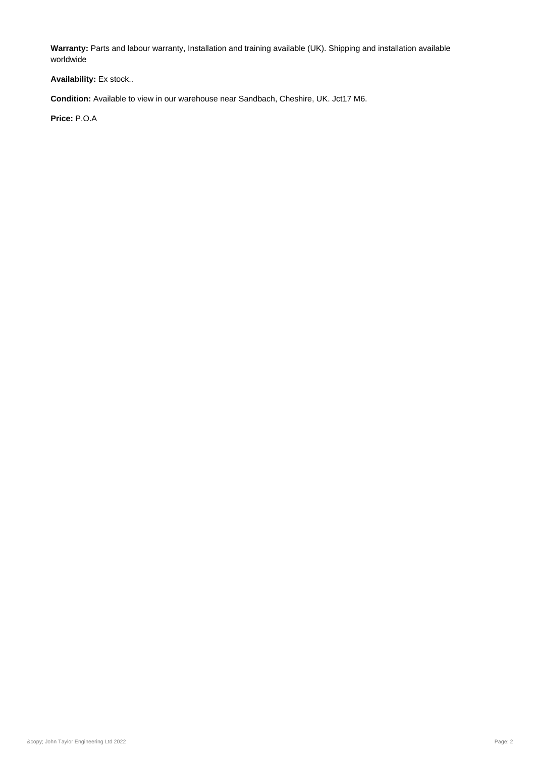**Warranty:** Parts and labour warranty, Installation and training available (UK). Shipping and installation available worldwide

**Availability:** Ex stock..

**Condition:** Available to view in our warehouse near Sandbach, Cheshire, UK. Jct17 M6.

**Price:** P.O.A